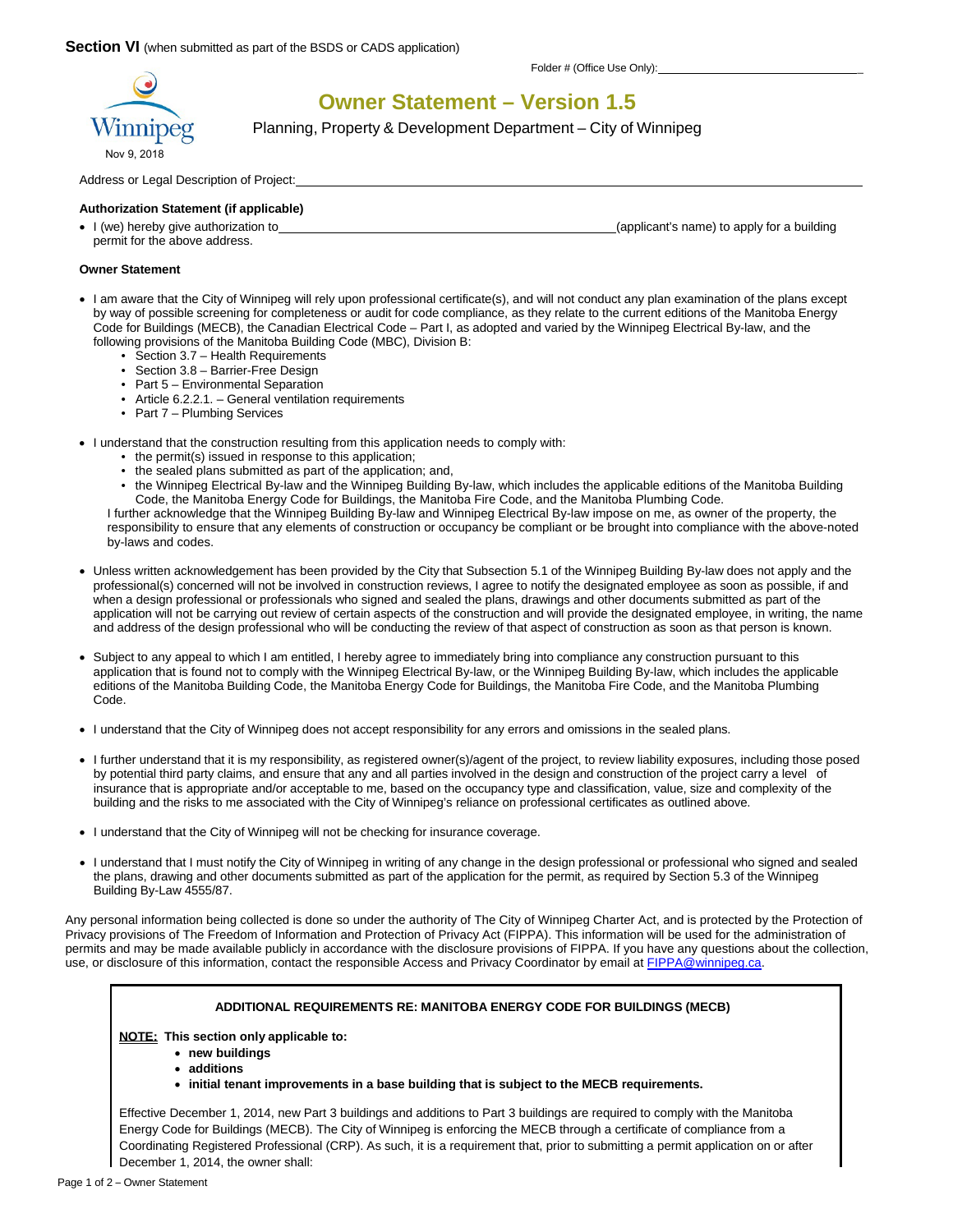**Section VI** (when submitted as part of the BSDS or CADS application)

Folder # (Office Use Only): ______________________

Winnipeg

Nov 9, 2018

# Owner Statement – Version 1.5

Planning, Property & Development Department – City of Winnipeg

Address or Legal Description of Project: ______________________________________________

**Authorization Statement (if applicable)**

- I (we) hereby give authorization to ______________________________ (applicant's name) to apply for a building permit for the above address.

**Owner Statement**

- I am aware that the City of Winnipeg will rely upon professional certificate(s), and will not conduct any plan examination of the plans except by way of possible screening for completeness or audit for code compliance, as they relate to the current editions of the Manitoba Energy Code for Buildings (MECB), the Canadian Electrical Code – Part I, as adopted and varied by the Winnipeg Electrical By-law, and the following provisions of the Manitoba Building Code (MBC), Division B:
  - Section 3.7 – Health Requirements
  - Section 3.8 – Barrier-Free Design
  - Part 5 – Environmental Separation
  - Article 6.2.2.1. – General ventilation requirements
  - Part 7 – Plumbing Services

- I understand that the construction resulting from this application needs to comply with:
  - the permit(s) issued in response to this application;
  - the sealed plans submitted as part of the application; and,
  - the Winnipeg Electrical By-law and the Winnipeg Building By-law, which includes the applicable editions of the Manitoba Building Code, the Manitoba Energy Code for Buildings, the Manitoba Fire Code, and the Manitoba Plumbing Code.

  I further acknowledge that the Winnipeg Building By-law and Winnipeg Electrical By-law impose on me, as owner of the property, the responsibility to ensure that any elements of construction or occupancy be compliant or be brought into compliance with the above-noted by-laws and codes.

- Unless written acknowledgement has been provided by the City that Subsection 5.1 of the Winnipeg Building By-law does not apply and the professional(s) concerned will not be involved in construction reviews, I agree to notify the designated employee as soon as possible, if and when a design professional or professionals who signed and sealed the plans, drawings and other documents submitted as part of the application will not be carrying out review of certain aspects of the construction and will provide the designated employee, in writing, the name and address of the design professional who will be conducting the review of that aspect of construction as soon as that person is known.

- Subject to any appeal to which I am entitled, I hereby agree to immediately bring into compliance any construction pursuant to this application that is found not to comply with the Winnipeg Electrical By-law, or the Winnipeg Building By-law, which includes the applicable editions of the Manitoba Building Code, the Manitoba Energy Code for Buildings, the Manitoba Fire Code, and the Manitoba Plumbing Code.

- I understand that the City of Winnipeg does not accept responsibility for any errors and omissions in the sealed plans.

- I further understand that it is my responsibility, as registered owner(s)/agent of the project, to review liability exposures, including those posed by potential third party claims, and ensure that any and all parties involved in the design and construction of the project carry a level of insurance that is appropriate and/or acceptable to me, based on the occupancy type and classification, value, size and complexity of the building and the risks to me associated with the City of Winnipeg's reliance on professional certificates as outlined above.

- I understand that the City of Winnipeg will not be checking for insurance coverage.

- I understand that I must notify the City of Winnipeg in writing of any change in the design professional or professional who signed and sealed the plans, drawing and other documents submitted as part of the application for the permit, as required by Section 5.3 of the Winnipeg Building By-Law 4555/87.

Any personal information being collected is done so under the authority of The City of Winnipeg Charter Act, and is protected by the Protection of Privacy provisions of The Freedom of Information and Protection of Privacy Act (FIPPA). This information will be used for the administration of permits and may be made available publicly in accordance with the disclosure provisions of FIPPA. If you have any questions about the collection, use, or disclosure of this information, contact the responsible Access and Privacy Coordinator by email at FIPPA@winnipeg.ca.

**ADDITIONAL REQUIREMENTS RE: MANITOBA ENERGY CODE FOR BUILDINGS (MECB)**

**NOTE: This section only applicable to:**

- **new buildings**
- **additions**
- **initial tenant improvements in a base building that is subject to the MECB requirements.**

Effective December 1, 2014, new Part 3 buildings and additions to Part 3 buildings are required to comply with the Manitoba Energy Code for Buildings (MECB). The City of Winnipeg is enforcing the MECB through a certificate of compliance from a Coordinating Registered Professional (CRP). As such, it is a requirement that, prior to submitting a permit application on or after December 1, 2014, the owner shall: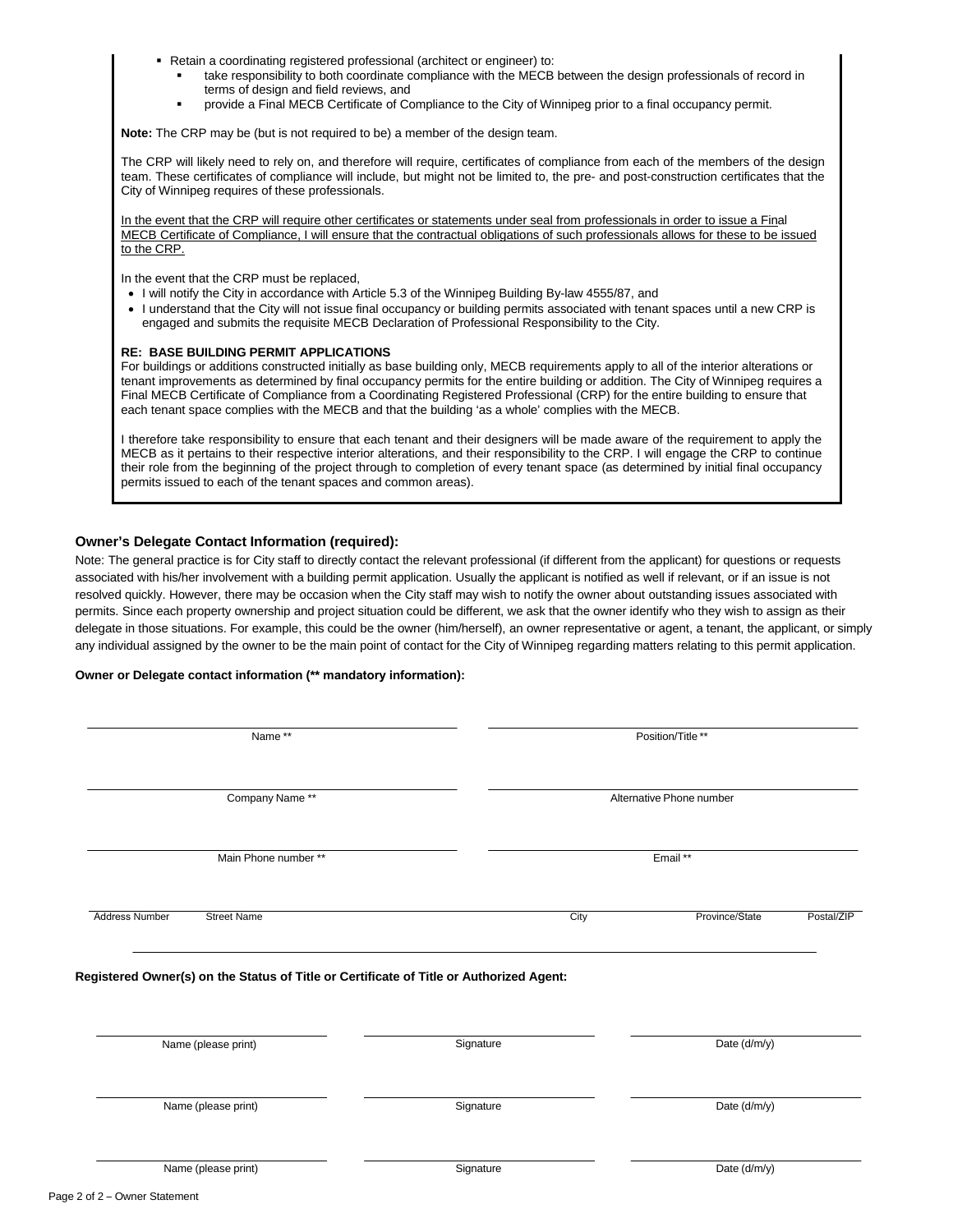- Retain a coordinating registered professional (architect or engineer) to:
  - take responsibility to both coordinate compliance with the MECB between the design professionals of record in terms of design and field reviews, and
  - provide a Final MECB Certificate of Compliance to the City of Winnipeg prior to a final occupancy permit.

**Note:** The CRP may be (but is not required to be) a member of the design team.

The CRP will likely need to rely on, and therefore will require, certificates of compliance from each of the members of the design team. These certificates of compliance will include, but might not be limited to, the pre- and post-construction certificates that the City of Winnipeg requires of these professionals.

<u>In the event that the CRP will require other certificates or statements under seal from professionals in order to issue a Final MECB Certificate of Compliance, I will ensure that the contractual obligations of such professionals allows for these to be issued to the CRP.</u>

In the event that the CRP must be replaced,

- I will notify the City in accordance with Article 5.3 of the Winnipeg Building By-law 4555/87, and
- I understand that the City will not issue final occupancy or building permits associated with tenant spaces until a new CRP is engaged and submits the requisite MECB Declaration of Professional Responsibility to the City.

**RE: BASE BUILDING PERMIT APPLICATIONS**

For buildings or additions constructed initially as base building only, MECB requirements apply to all of the interior alterations or tenant improvements as determined by final occupancy permits for the entire building or addition. The City of Winnipeg requires a Final MECB Certificate of Compliance from a Coordinating Registered Professional (CRP) for the entire building to ensure that each tenant space complies with the MECB and that the building 'as a whole' complies with the MECB.

I therefore take responsibility to ensure that each tenant and their designers will be made aware of the requirement to apply the MECB as it pertains to their respective interior alterations, and their responsibility to the CRP. I will engage the CRP to continue their role from the beginning of the project through to completion of every tenant space (as determined by initial final occupancy permits issued to each of the tenant spaces and common areas).

### Owner's Delegate Contact Information (required):

Note: The general practice is for City staff to directly contact the relevant professional (if different from the applicant) for questions or requests associated with his/her involvement with a building permit application. Usually the applicant is notified as well if relevant, or if an issue is not resolved quickly. However, there may be occasion when the City staff may wish to notify the owner about outstanding issues associated with permits. Since each property ownership and project situation could be different, we ask that the owner identify who they wish to assign as their delegate in those situations. For example, this could be the owner (him/herself), an owner representative or agent, a tenant, the applicant, or simply any individual assigned by the owner to be the main point of contact for the City of Winnipeg regarding matters relating to this permit application.

**Owner or Delegate contact information (\*\* mandatory information):**

| | |
|---|---|
| Name ** | Position/Title ** |
| Company Name ** | Alternative Phone number |
| Main Phone number ** | Email ** |

| | | | | |
|---|---|---|---|---|
| Address Number | Street Name | City | Province/State | Postal/ZIP |

**Registered Owner(s) on the Status of Title or Certificate of Title or Authorized Agent:**

| | | |
|---|---|---|
| Name (please print) | Signature | Date (d/m/y) |
| Name (please print) | Signature | Date (d/m/y) |
| Name (please print) | Signature | Date (d/m/y) |